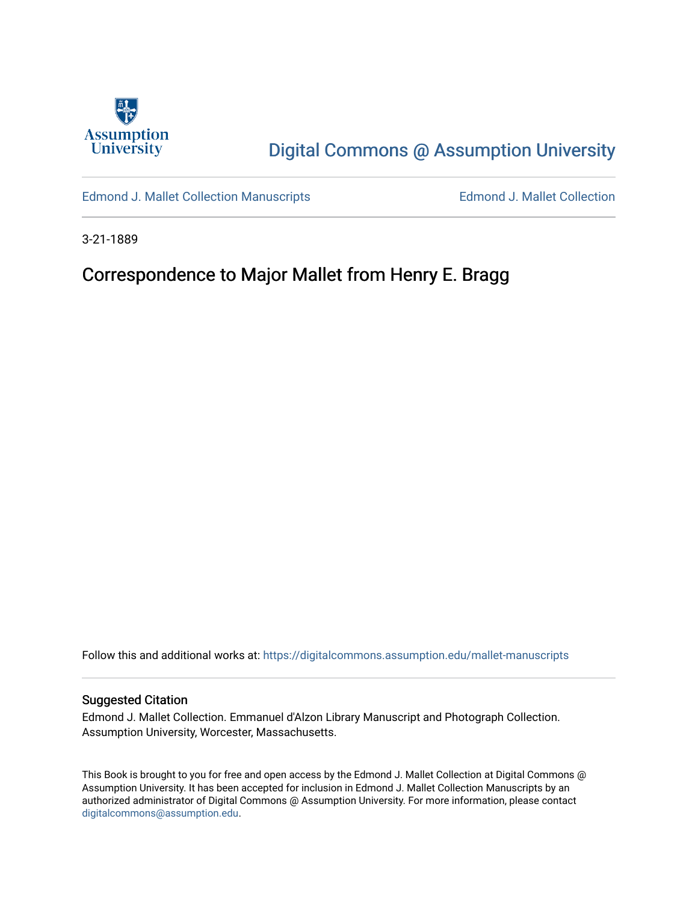Assumption University

# Digital Commons @ Assumption University

Edmond J. Mallet Collection Manuscripts | Edmond J. Mallet Collection

3-21-1889

## Correspondence to Major Mallet from Henry E. Bragg

Follow this and additional works at: https://digitalcommons.assumption.edu/mallet-manuscripts

### Suggested Citation

Edmond J. Mallet Collection. Emmanuel d'Alzon Library Manuscript and Photograph Collection. Assumption University, Worcester, Massachusetts.

This Book is brought to you for free and open access by the Edmond J. Mallet Collection at Digital Commons @ Assumption University. It has been accepted for inclusion in Edmond J. Mallet Collection Manuscripts by an authorized administrator of Digital Commons @ Assumption University. For more information, please contact digitalcommons@assumption.edu.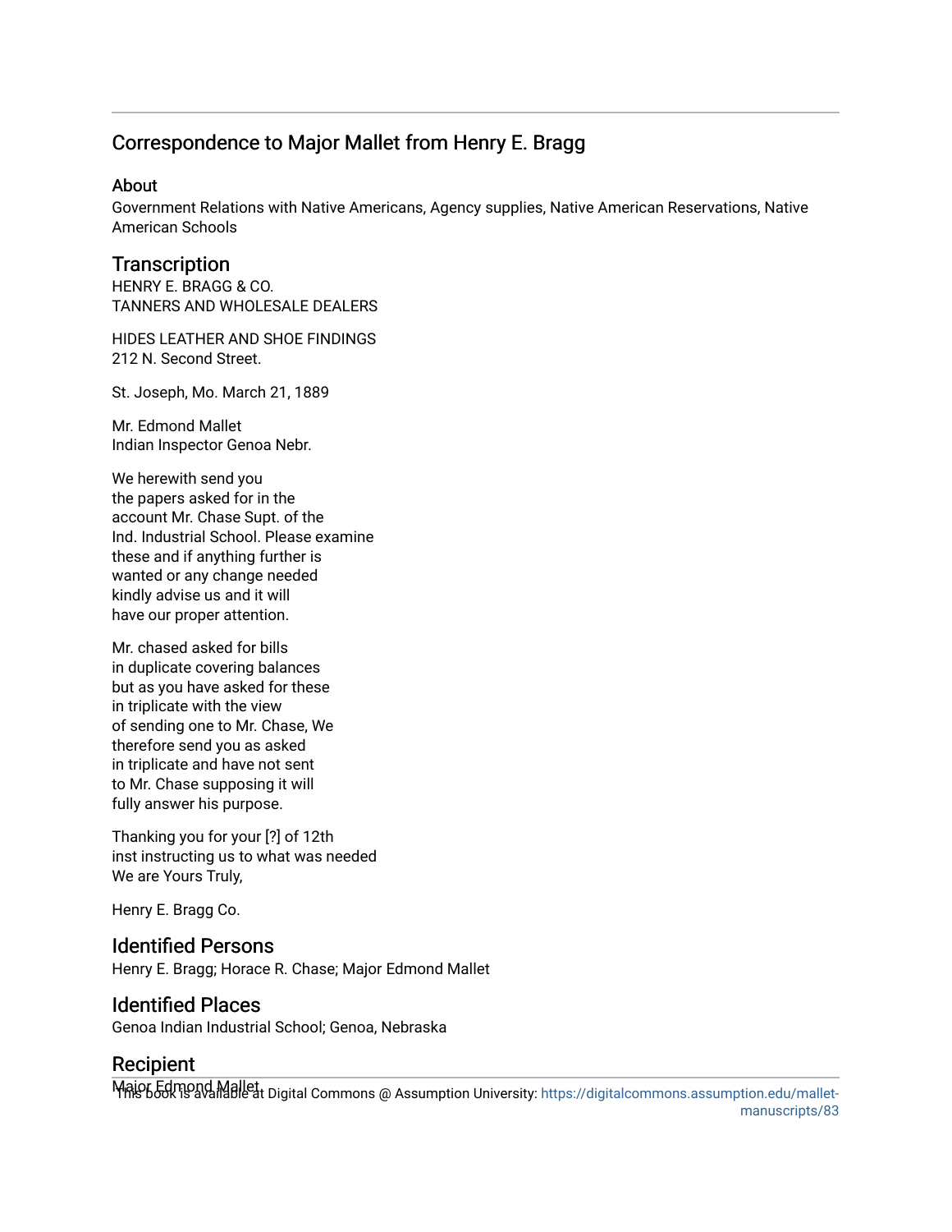## Correspondence to Major Mallet from Henry E. Bragg

### About

Government Relations with Native Americans, Agency supplies, Native American Reservations, Native American Schools

### Transcription

HENRY E. BRAGG & CO.
TANNERS AND WHOLESALE DEALERS

HIDES LEATHER AND SHOE FINDINGS
212 N. Second Street.

St. Joseph, Mo. March 21, 1889

Mr. Edmond Mallet
Indian Inspector Genoa Nebr.

We herewith send you
the papers asked for in the
account Mr. Chase Supt. of the
Ind. Industrial School. Please examine
these and if anything further is
wanted or any change needed
kindly advise us and it will
have our proper attention.

Mr. chased asked for bills
in duplicate covering balances
but as you have asked for these
in triplicate with the view
of sending one to Mr. Chase, We
therefore send you as asked
in triplicate and have not sent
to Mr. Chase supposing it will
fully answer his purpose.

Thanking you for your [?] of 12th
inst instructing us to what was needed
We are Yours Truly,

Henry E. Bragg Co.

### Identified Persons

Henry E. Bragg; Horace R. Chase; Major Edmond Mallet

### Identified Places

Genoa Indian Industrial School; Genoa, Nebraska

### Recipient

Major Edmond Mallet.

This book is available at Digital Commons @ Assumption University: https://digitalcommons.assumption.edu/mallet-manuscripts/83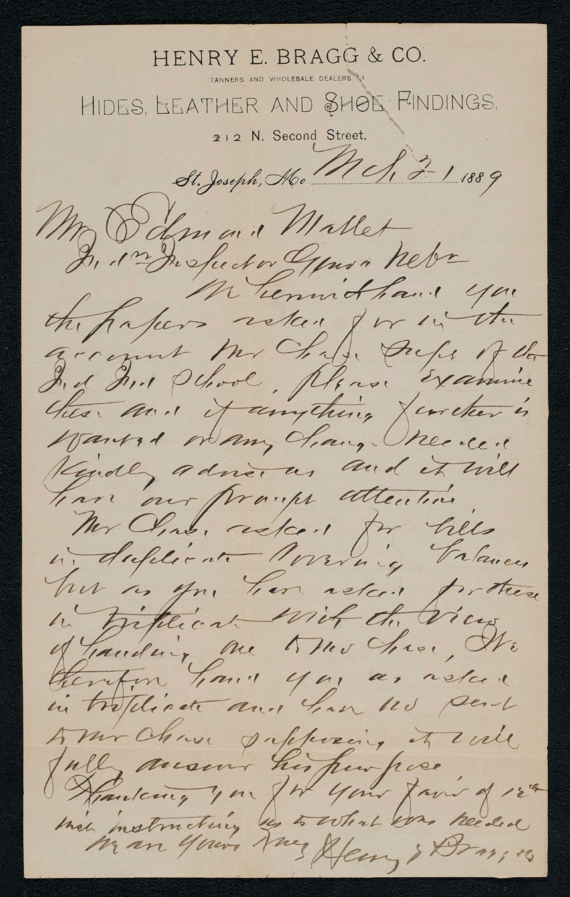# HENRY E. BRAGG & CO.

TANNERS AND WHOLESALE DEALERS IN

## HIDES, LEATHER AND SHOE FINDINGS,

212 N. Second Street,

St. Joseph, Mo. Mch 21 1889

Mr Edmund Mallet
Ind. In Inspector Genoa Nebr

We herewith hand you the papers asked for in the account Mr Chase Supt of the Ind Ind School. Please examine these and if anything further is wanted or any change needed kindly advise us and it will have our prompt attention.

Mr Chase asked for bills in duplicate covering balance but as you have asked for these in triplicate with the view of handing one to Mr Chase, We therefore hand you as asked in triplicate and have not sent to Mr Chase supposing it will fully answer his purpose.

Thanking you for your favor of 12th inst instructing us as to what was needed

We are Yours truly
Henry E Bragg & Co